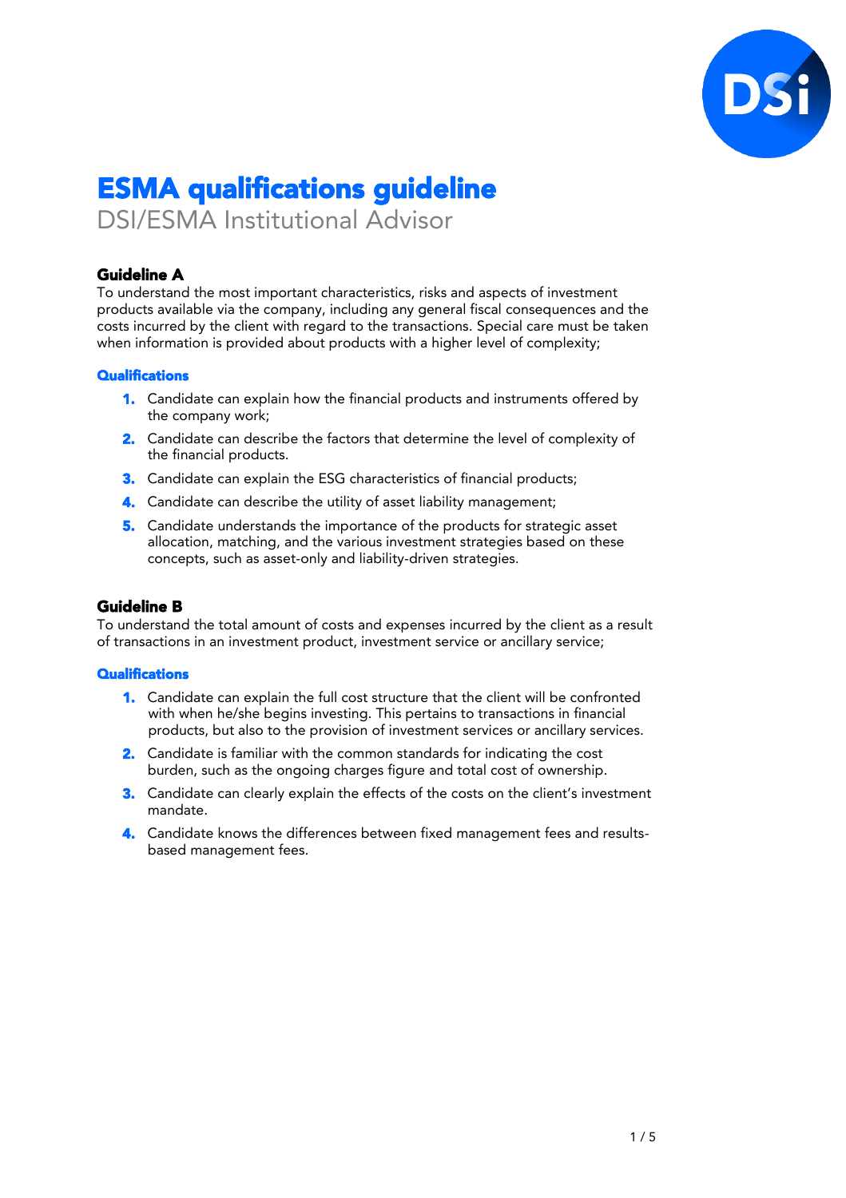# ESMA qualifications guideline

DSI/ESMA Institutional Advisor

### Guideline A

To understand the most important characteristics, risks and aspects of investment products available via the company, including any general fiscal consequences and the costs incurred by the client with regard to the transactions. Special care must be taken when information is provided about products with a higher level of complexity;

#### Qualifications

1. Candidate can explain how the financial products and instruments offered by the company work;
2. Candidate can describe the factors that determine the level of complexity of the financial products.
3. Candidate can explain the ESG characteristics of financial products;
4. Candidate can describe the utility of asset liability management;
5. Candidate understands the importance of the products for strategic asset allocation, matching, and the various investment strategies based on these concepts, such as asset-only and liability-driven strategies.

### Guideline B

To understand the total amount of costs and expenses incurred by the client as a result of transactions in an investment product, investment service or ancillary service;

#### Qualifications

1. Candidate can explain the full cost structure that the client will be confronted with when he/she begins investing. This pertains to transactions in financial products, but also to the provision of investment services or ancillary services.
2. Candidate is familiar with the common standards for indicating the cost burden, such as the ongoing charges figure and total cost of ownership.
3. Candidate can clearly explain the effects of the costs on the client's investment mandate.
4. Candidate knows the differences between fixed management fees and results-based management fees.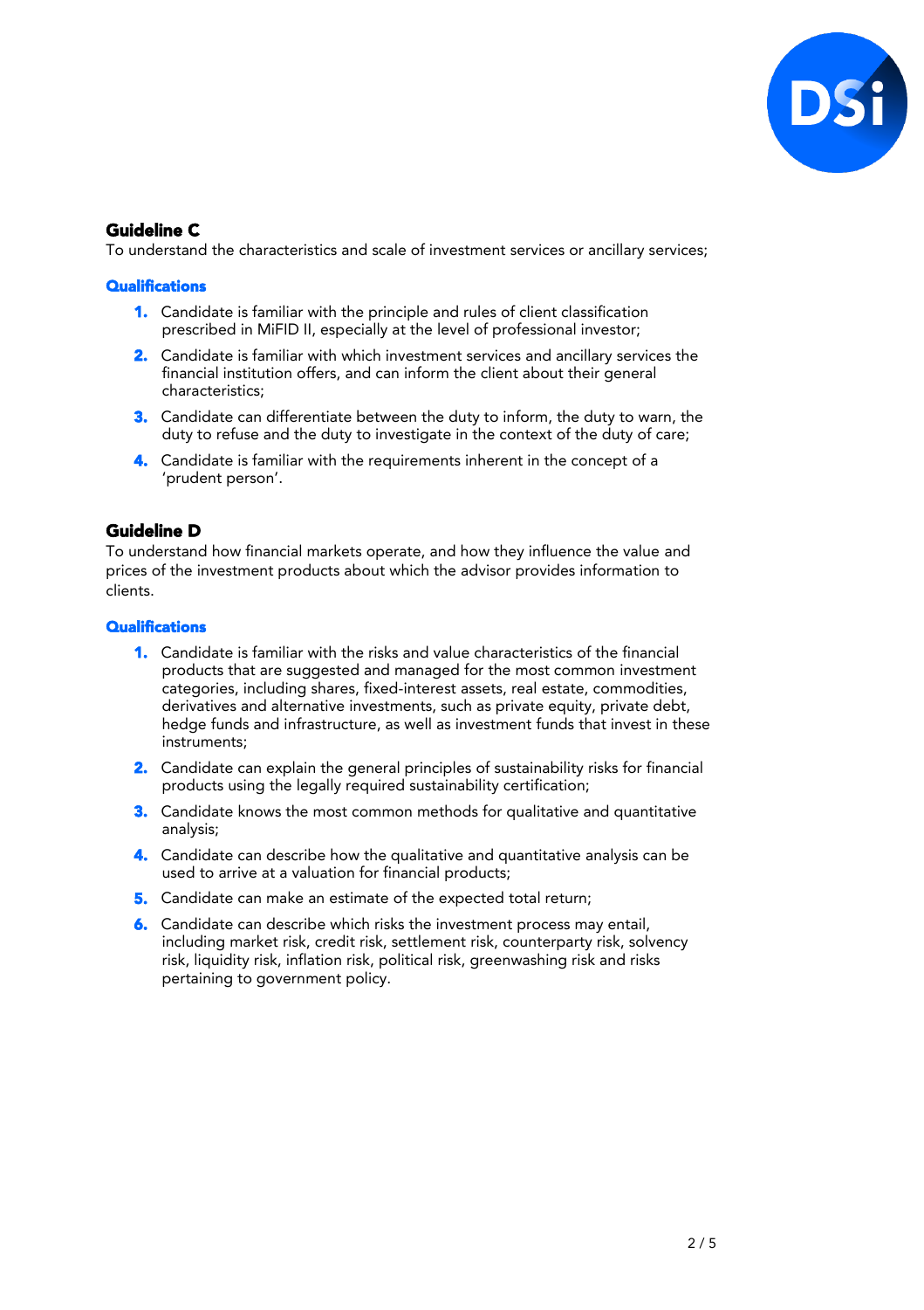## Guideline C

To understand the characteristics and scale of investment services or ancillary services;

### Qualifications

1. Candidate is familiar with the principle and rules of client classification prescribed in MiFID II, especially at the level of professional investor;
2. Candidate is familiar with which investment services and ancillary services the financial institution offers, and can inform the client about their general characteristics;
3. Candidate can differentiate between the duty to inform, the duty to warn, the duty to refuse and the duty to investigate in the context of the duty of care;
4. Candidate is familiar with the requirements inherent in the concept of a 'prudent person'.

## Guideline D

To understand how financial markets operate, and how they influence the value and prices of the investment products about which the advisor provides information to clients.

### Qualifications

1. Candidate is familiar with the risks and value characteristics of the financial products that are suggested and managed for the most common investment categories, including shares, fixed-interest assets, real estate, commodities, derivatives and alternative investments, such as private equity, private debt, hedge funds and infrastructure, as well as investment funds that invest in these instruments;
2. Candidate can explain the general principles of sustainability risks for financial products using the legally required sustainability certification;
3. Candidate knows the most common methods for qualitative and quantitative analysis;
4. Candidate can describe how the qualitative and quantitative analysis can be used to arrive at a valuation for financial products;
5. Candidate can make an estimate of the expected total return;
6. Candidate can describe which risks the investment process may entail, including market risk, credit risk, settlement risk, counterparty risk, solvency risk, liquidity risk, inflation risk, political risk, greenwashing risk and risks pertaining to government policy.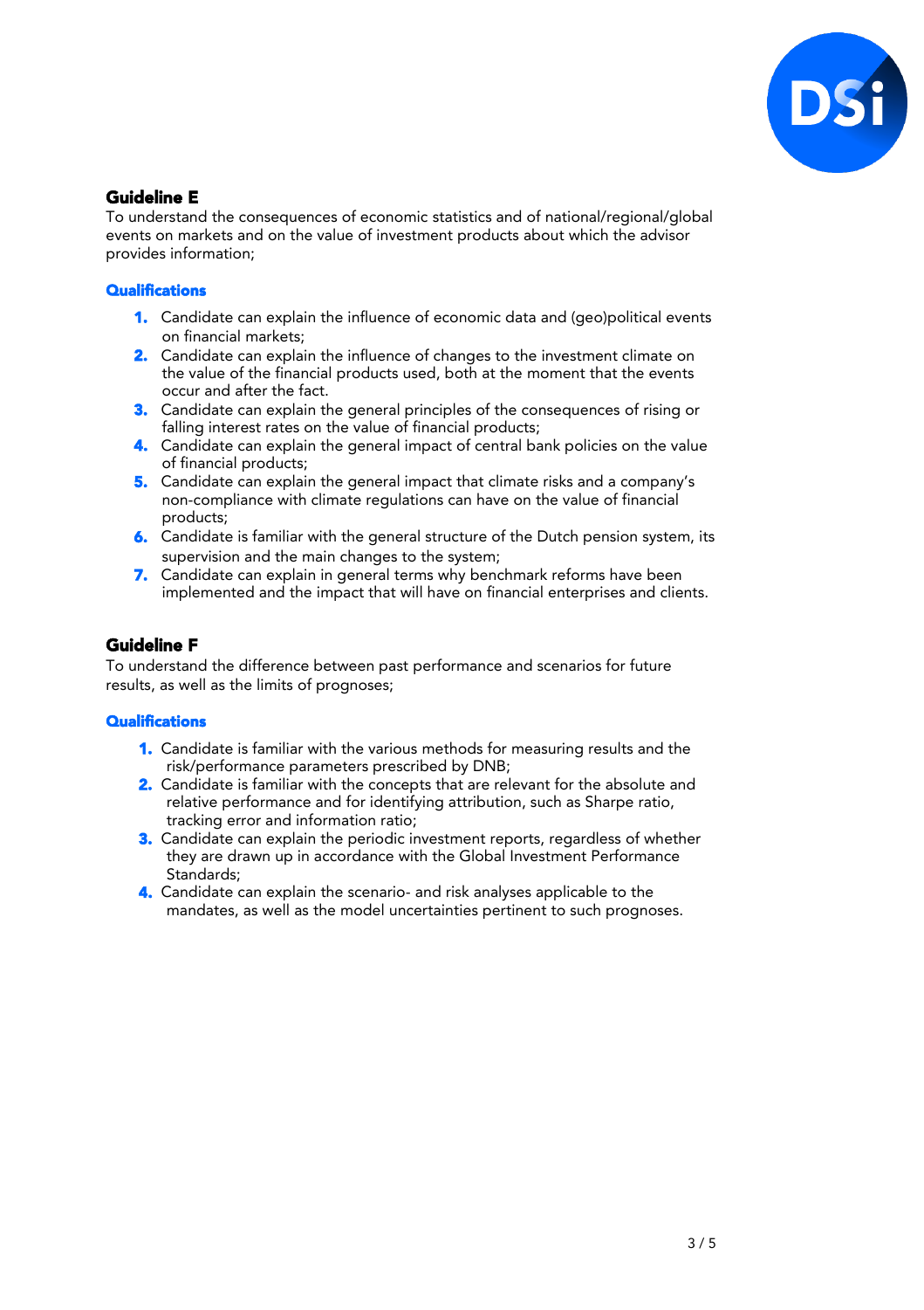## Guideline E

To understand the consequences of economic statistics and of national/regional/global events on markets and on the value of investment products about which the advisor provides information;

### Qualifications

1. Candidate can explain the influence of economic data and (geo)political events on financial markets;
2. Candidate can explain the influence of changes to the investment climate on the value of the financial products used, both at the moment that the events occur and after the fact.
3. Candidate can explain the general principles of the consequences of rising or falling interest rates on the value of financial products;
4. Candidate can explain the general impact of central bank policies on the value of financial products;
5. Candidate can explain the general impact that climate risks and a company's non-compliance with climate regulations can have on the value of financial products;
6. Candidate is familiar with the general structure of the Dutch pension system, its supervision and the main changes to the system;
7. Candidate can explain in general terms why benchmark reforms have been implemented and the impact that will have on financial enterprises and clients.

## Guideline F

To understand the difference between past performance and scenarios for future results, as well as the limits of prognoses;

### Qualifications

1. Candidate is familiar with the various methods for measuring results and the risk/performance parameters prescribed by DNB;
2. Candidate is familiar with the concepts that are relevant for the absolute and relative performance and for identifying attribution, such as Sharpe ratio, tracking error and information ratio;
3. Candidate can explain the periodic investment reports, regardless of whether they are drawn up in accordance with the Global Investment Performance Standards;
4. Candidate can explain the scenario- and risk analyses applicable to the mandates, as well as the model uncertainties pertinent to such prognoses.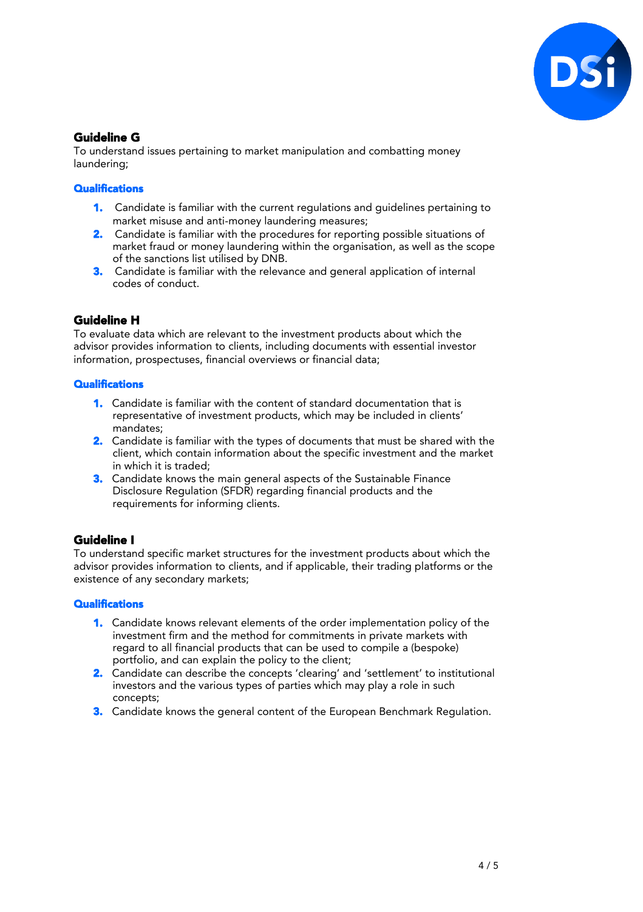### Guideline G

To understand issues pertaining to market manipulation and combatting money laundering;

#### Qualifications

1. Candidate is familiar with the current regulations and guidelines pertaining to market misuse and anti-money laundering measures;
2. Candidate is familiar with the procedures for reporting possible situations of market fraud or money laundering within the organisation, as well as the scope of the sanctions list utilised by DNB.
3. Candidate is familiar with the relevance and general application of internal codes of conduct.

### Guideline H

To evaluate data which are relevant to the investment products about which the advisor provides information to clients, including documents with essential investor information, prospectuses, financial overviews or financial data;

#### Qualifications

1. Candidate is familiar with the content of standard documentation that is representative of investment products, which may be included in clients' mandates;
2. Candidate is familiar with the types of documents that must be shared with the client, which contain information about the specific investment and the market in which it is traded;
3. Candidate knows the main general aspects of the Sustainable Finance Disclosure Regulation (SFDR) regarding financial products and the requirements for informing clients.

### Guideline I

To understand specific market structures for the investment products about which the advisor provides information to clients, and if applicable, their trading platforms or the existence of any secondary markets;

#### Qualifications

1. Candidate knows relevant elements of the order implementation policy of the investment firm and the method for commitments in private markets with regard to all financial products that can be used to compile a (bespoke) portfolio, and can explain the policy to the client;
2. Candidate can describe the concepts 'clearing' and 'settlement' to institutional investors and the various types of parties which may play a role in such concepts;
3. Candidate knows the general content of the European Benchmark Regulation.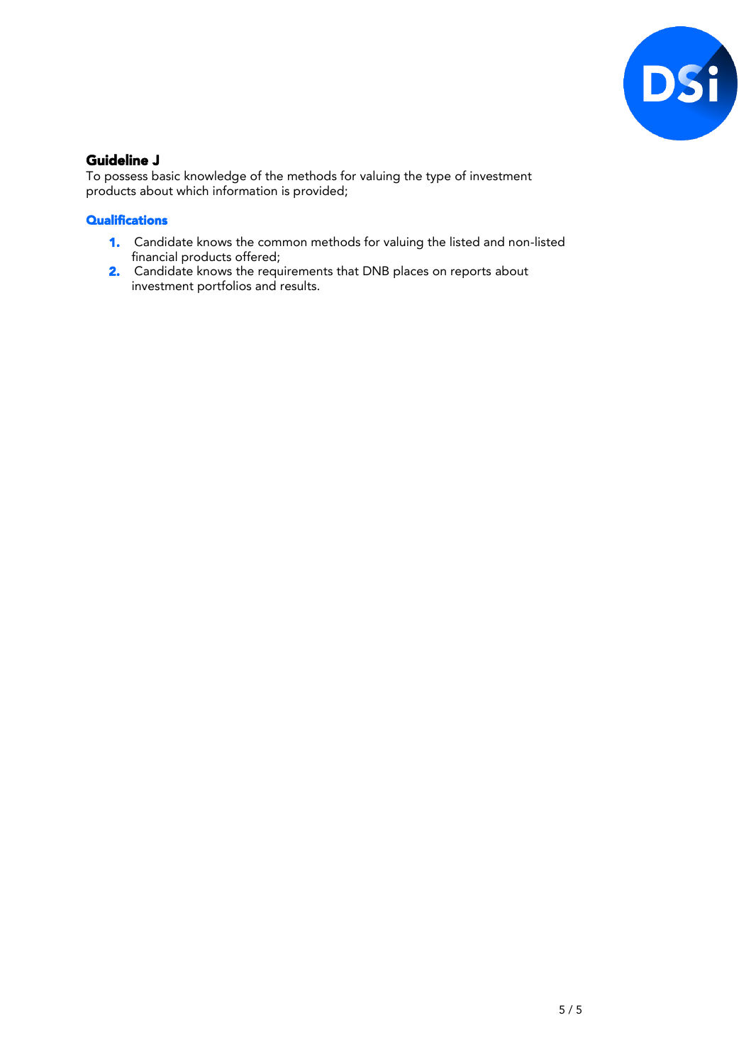## Guideline J

To possess basic knowledge of the methods for valuing the type of investment products about which information is provided;

### Qualifications

1. Candidate knows the common methods for valuing the listed and non-listed financial products offered;
2. Candidate knows the requirements that DNB places on reports about investment portfolios and results.